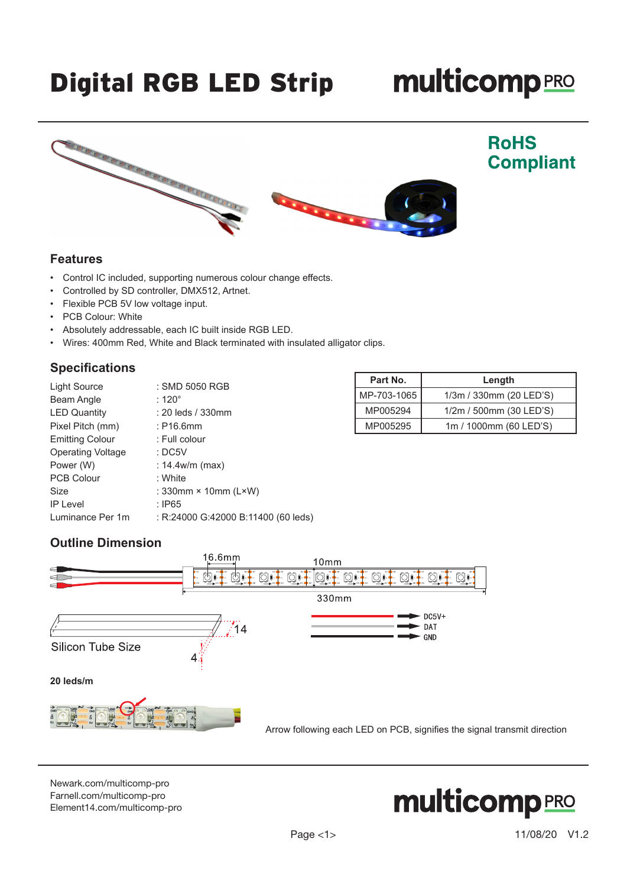# Digital RGB LED Strip

multicomp PRO

**RoHS Compliant**

## Features

- Control IC included, supporting numerous colour change effects.
- Controlled by SD controller, DMX512, Artnet.
- Flexible PCB 5V low voltage input.
- PCB Colour: White
- Absolutely addressable, each IC built inside RGB LED.
- Wires: 400mm Red, White and Black terminated with insulated alligator clips.

## Specifications

| | |
|---|---|
| Light Source | : SMD 5050 RGB |
| Beam Angle | : 120° |
| LED Quantity | : 20 leds / 330mm |
| Pixel Pitch (mm) | : P16.6mm |
| Emitting Colour | : Full colour |
| Operating Voltage | : DC5V |
| Power (W) | : 14.4w/m (max) |
| PCB Colour | : White |
| Size | : 330mm × 10mm (L×W) |
| IP Level | : IP65 |
| Luminance Per 1m | : R:24000 G:42000 B:11400 (60 leds) |

| Part No. | Length |
|---|---|
| MP-703-1065 | 1/3m / 330mm (20 LED'S) |
| MP005294 | 1/2m / 500mm (30 LED'S) |
| MP005295 | 1m / 1000mm (60 LED'S) |

## Outline Dimension

16.6mm

10mm

330mm

DC5V+

DAT

GND

Silicon Tube Size

14

4

**20 leds/m**

Arrow following each LED on PCB, signifies the signal transmit direction

Newark.com/multicomp-pro
Farnell.com/multicomp-pro
Element14.com/multicomp-pro

11/08/20 V1.2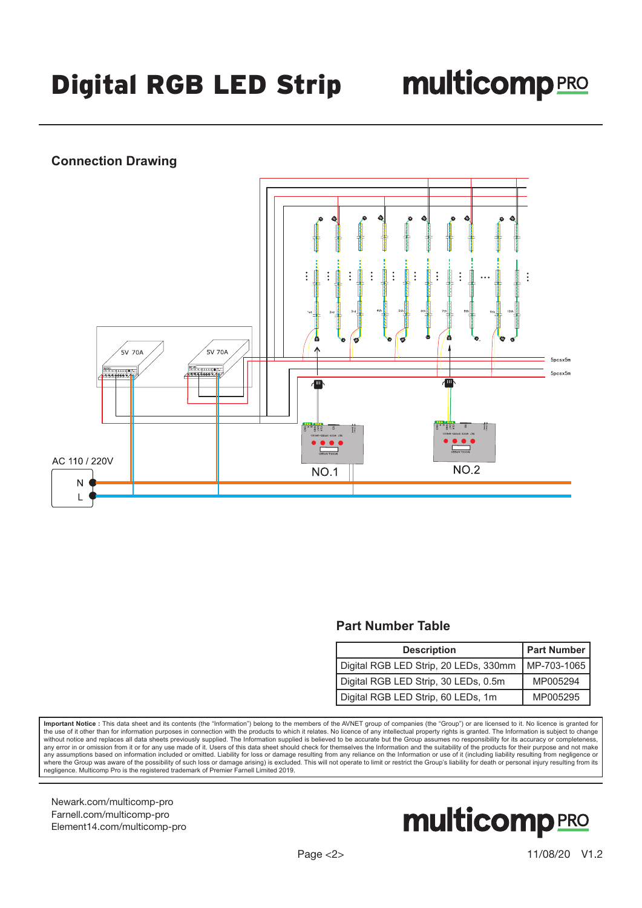# Digital RGB LED Strip

## Connection Drawing

5V 70A

5V 70A

AC 110 / 220V

N

L

NO.1

NO.2

1st 2nd 3rd 4th 5th 6th 7th 8th 9th 10th

5pcsx5m

5pcsx5m

## Part Number Table

| Description | Part Number |
| --- | --- |
| Digital RGB LED Strip, 20 LEDs, 330mm | MP-703-1065 |
| Digital RGB LED Strip, 30 LEDs, 0.5m | MP005294 |
| Digital RGB LED Strip, 60 LEDs, 1m | MP005295 |

**Important Notice :** This data sheet and its contents (the "Information") belong to the members of the AVNET group of companies (the "Group") or are licensed to it. No licence is granted for the use of it other than for information purposes in connection with the products to which it relates. No licence of any intellectual property rights is granted. The Information is subject to change without notice and replaces all data sheets previously supplied. The Information supplied is believed to be accurate but the Group assumes no responsibility for its accuracy or completeness, any error in or omission from it or for any use made of it. Users of this data sheet should check for themselves the Information and the suitability of the products for their purpose and not make any assumptions based on information included or omitted. Liability for loss or damage resulting from any reliance on the Information or use of it (including liability resulting from negligence or where the Group was aware of the possibility of such loss or damage arising) is excluded. This will not operate to limit or restrict the Group's liability for death or personal injury resulting from its negligence. Multicomp Pro is the registered trademark of Premier Farnell Limited 2019.

Newark.com/multicomp-pro
Farnell.com/multicomp-pro
Element14.com/multicomp-pro

11/08/20 V1.2